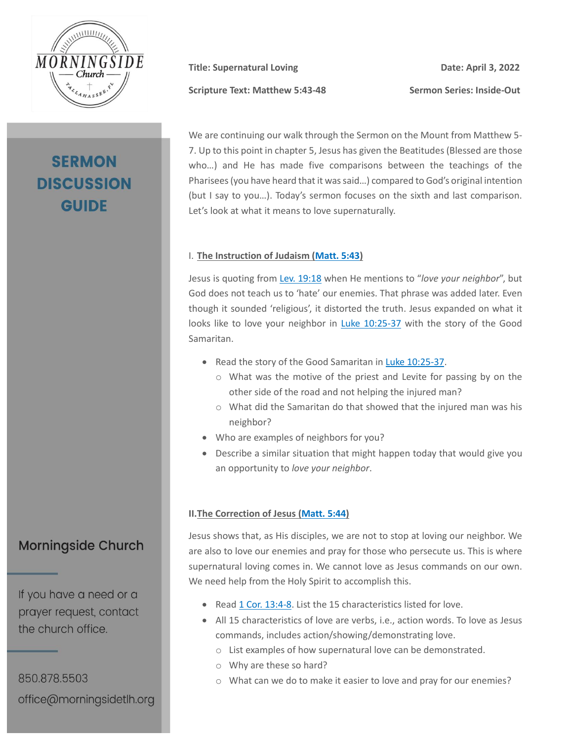# SERMON DISCUSSION GUIDE

**Title: Supernatural Loving**

**Date: April 3, 2022**

**Scripture Text: Matthew 5:43-48**

**Sermon Series: Inside-Out**

We are continuing our walk through the Sermon on the Mount from Matthew 5-7. Up to this point in chapter 5, Jesus has given the Beatitudes (Blessed are those who…) and He has made five comparisons between the teachings of the Pharisees (you have heard that it was said…) compared to God's original intention (but I say to you…). Today's sermon focuses on the sixth and last comparison. Let's look at what it means to love supernaturally.

## I. The Instruction of Judaism (Matt. 5:43)

Jesus is quoting from Lev. 19:18 when He mentions to "*love your neighbor*", but God does not teach us to 'hate' our enemies. That phrase was added later. Even though it sounded 'religious', it distorted the truth. Jesus expanded on what it looks like to love your neighbor in Luke 10:25-37 with the story of the Good Samaritan.

- Read the story of the Good Samaritan in Luke 10:25-37.
  - What was the motive of the priest and Levite for passing by on the other side of the road and not helping the injured man?
  - What did the Samaritan do that showed that the injured man was his neighbor?
- Who are examples of neighbors for you?
- Describe a similar situation that might happen today that would give you an opportunity to *love your neighbor*.

## II. The Correction of Jesus (Matt. 5:44)

Jesus shows that, as His disciples, we are not to stop at loving our neighbor. We are also to love our enemies and pray for those who persecute us. This is where supernatural loving comes in. We cannot love as Jesus commands on our own. We need help from the Holy Spirit to accomplish this.

- Read 1 Cor. 13:4-8. List the 15 characteristics listed for love.
- All 15 characteristics of love are verbs, i.e., action words. To love as Jesus commands, includes action/showing/demonstrating love.
  - List examples of how supernatural love can be demonstrated.
  - Why are these so hard?
  - What can we do to make it easier to love and pray for our enemies?

Morningside Church

If you have a need or a prayer request, contact the church office.

850.878.5503
office@morningsidetlh.org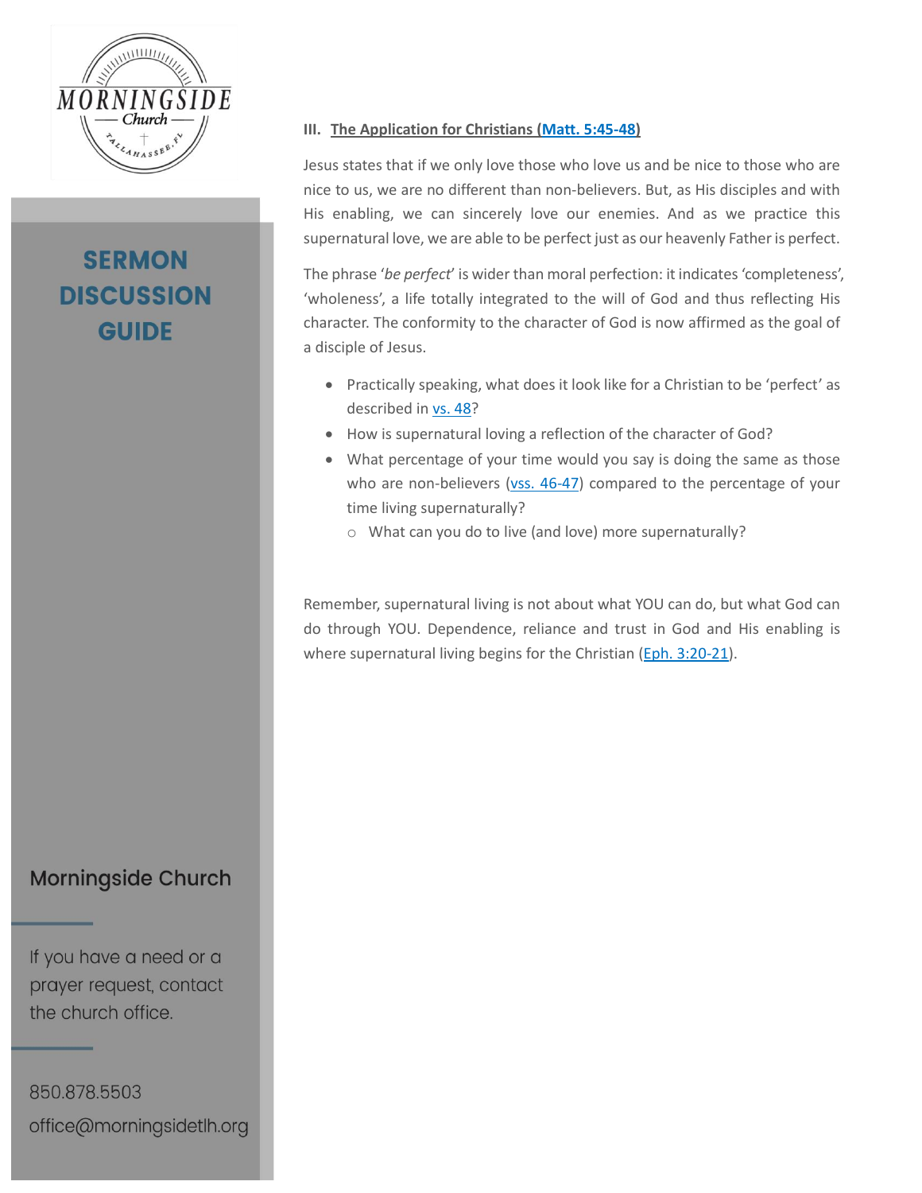**SERMON DISCUSSION GUIDE**

### III. The Application for Christians (Matt. 5:45-48)

Jesus states that if we only love those who love us and be nice to those who are nice to us, we are no different than non-believers. But, as His disciples and with His enabling, we can sincerely love our enemies. And as we practice this supernatural love, we are able to be perfect just as our heavenly Father is perfect.

The phrase '*be perfect*' is wider than moral perfection: it indicates 'completeness', 'wholeness', a life totally integrated to the will of God and thus reflecting His character. The conformity to the character of God is now affirmed as the goal of a disciple of Jesus.

- Practically speaking, what does it look like for a Christian to be 'perfect' as described in vs. 48?
- How is supernatural loving a reflection of the character of God?
- What percentage of your time would you say is doing the same as those who are non-believers (vss. 46-47) compared to the percentage of your time living supernaturally?
  - What can you do to live (and love) more supernaturally?

Remember, supernatural living is not about what YOU can do, but what God can do through YOU. Dependence, reliance and trust in God and His enabling is where supernatural living begins for the Christian (Eph. 3:20-21).

Morningside Church

If you have a need or a prayer request, contact the church office.

850.878.5503
office@morningsidetlh.org